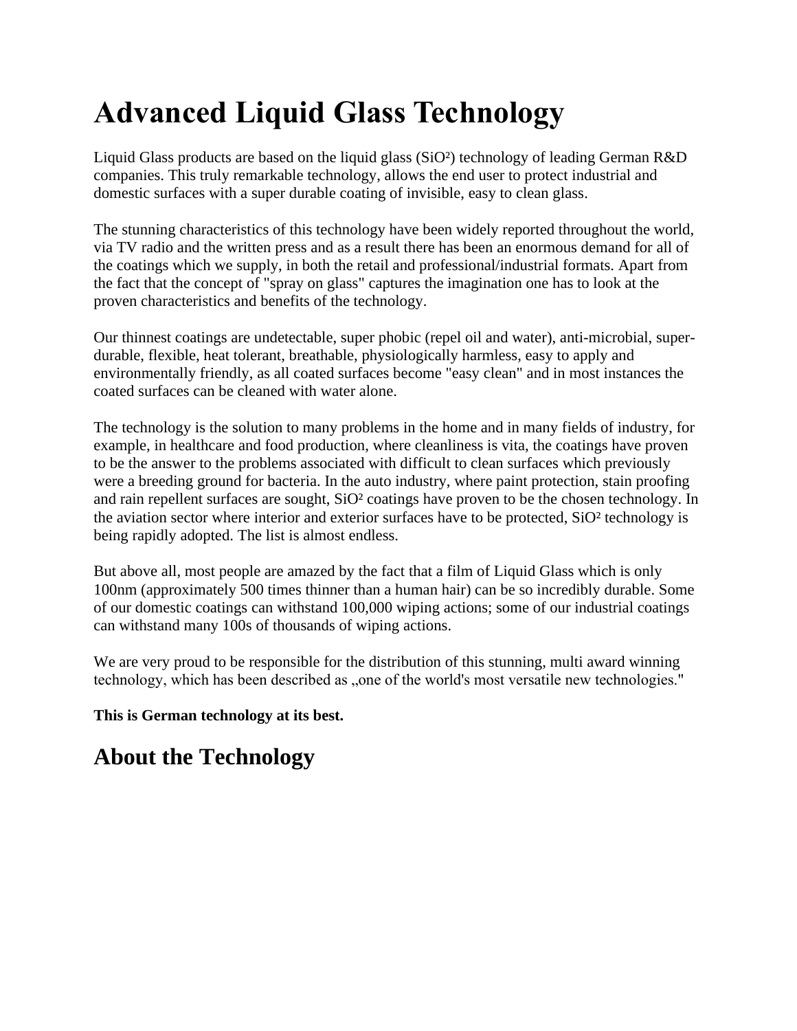# Advanced Liquid Glass Technology

Liquid Glass products are based on the liquid glass ($SiO^2$) technology of leading German R&D companies. This truly remarkable technology, allows the end user to protect industrial and domestic surfaces with a super durable coating of invisible, easy to clean glass.

The stunning characteristics of this technology have been widely reported throughout the world, via TV radio and the written press and as a result there has been an enormous demand for all of the coatings which we supply, in both the retail and professional/industrial formats. Apart from the fact that the concept of "spray on glass" captures the imagination one has to look at the proven characteristics and benefits of the technology.

Our thinnest coatings are undetectable, super phobic (repel oil and water), anti-microbial, super-durable, flexible, heat tolerant, breathable, physiologically harmless, easy to apply and environmentally friendly, as all coated surfaces become "easy clean" and in most instances the coated surfaces can be cleaned with water alone.

The technology is the solution to many problems in the home and in many fields of industry, for example, in healthcare and food production, where cleanliness is vita, the coatings have proven to be the answer to the problems associated with difficult to clean surfaces which previously were a breeding ground for bacteria. In the auto industry, where paint protection, stain proofing and rain repellent surfaces are sought, $SiO^2$ coatings have proven to be the chosen technology. In the aviation sector where interior and exterior surfaces have to be protected, $SiO^2$ technology is being rapidly adopted. The list is almost endless.

But above all, most people are amazed by the fact that a film of Liquid Glass which is only 100nm (approximately 500 times thinner than a human hair) can be so incredibly durable. Some of our domestic coatings can withstand 100,000 wiping actions; some of our industrial coatings can withstand many 100s of thousands of wiping actions.

We are very proud to be responsible for the distribution of this stunning, multi award winning technology, which has been described as „one of the world's most versatile new technologies."

**This is German technology at its best.**

## About the Technology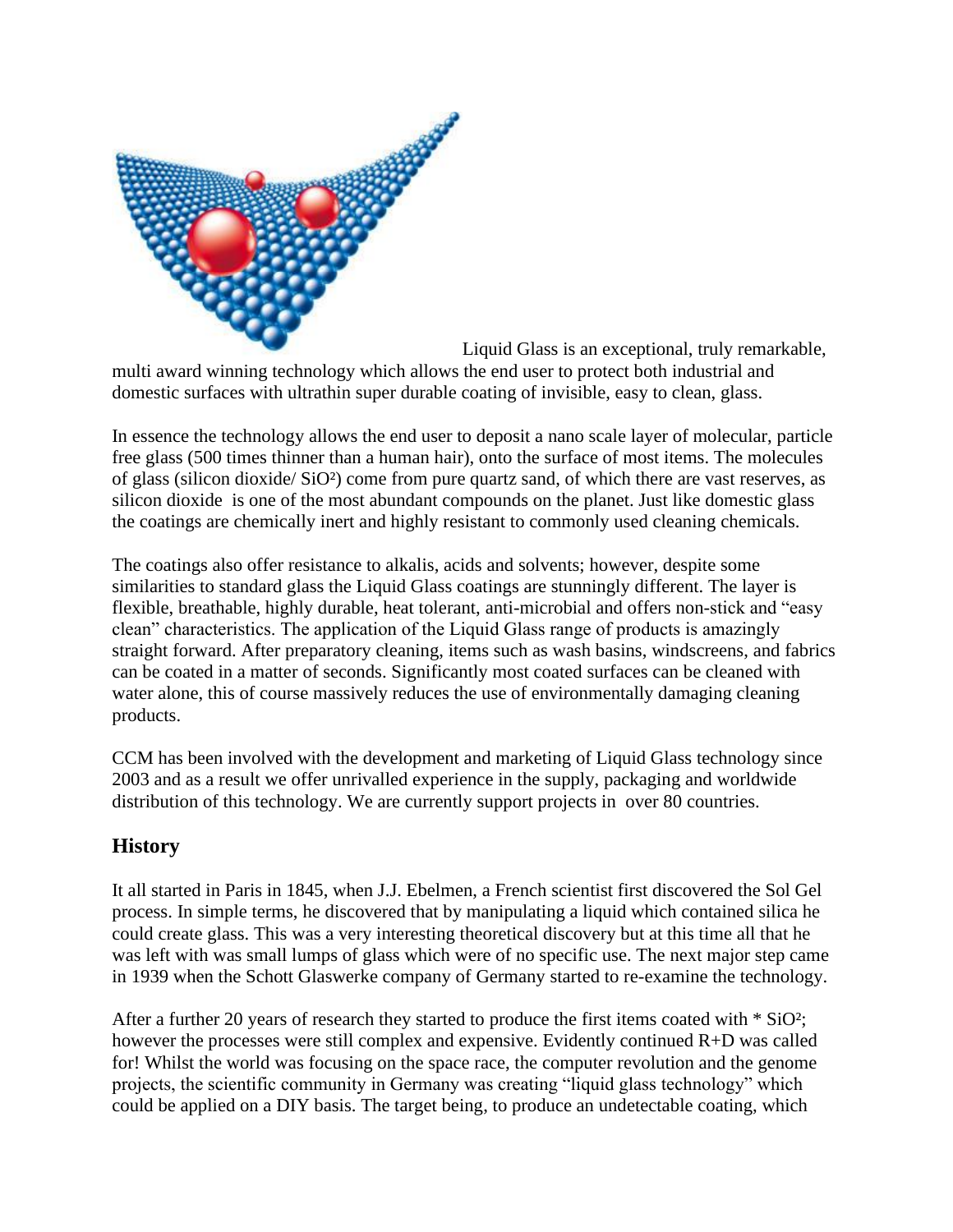Liquid Glass is an exceptional, truly remarkable, multi award winning technology which allows the end user to protect both industrial and domestic surfaces with ultrathin super durable coating of invisible, easy to clean, glass.

In essence the technology allows the end user to deposit a nano scale layer of molecular, particle free glass (500 times thinner than a human hair), onto the surface of most items. The molecules of glass (silicon dioxide/ $SiO^2$) come from pure quartz sand, of which there are vast reserves, as silicon dioxide is one of the most abundant compounds on the planet. Just like domestic glass the coatings are chemically inert and highly resistant to commonly used cleaning chemicals.

The coatings also offer resistance to alkalis, acids and solvents; however, despite some similarities to standard glass the Liquid Glass coatings are stunningly different. The layer is flexible, breathable, highly durable, heat tolerant, anti-microbial and offers non-stick and "easy clean" characteristics. The application of the Liquid Glass range of products is amazingly straight forward. After preparatory cleaning, items such as wash basins, windscreens, and fabrics can be coated in a matter of seconds. Significantly most coated surfaces can be cleaned with water alone, this of course massively reduces the use of environmentally damaging cleaning products.

CCM has been involved with the development and marketing of Liquid Glass technology since 2003 and as a result we offer unrivalled experience in the supply, packaging and worldwide distribution of this technology. We are currently support projects in over 80 countries.

## History

It all started in Paris in 1845, when J.J. Ebelmen, a French scientist first discovered the Sol Gel process. In simple terms, he discovered that by manipulating a liquid which contained silica he could create glass. This was a very interesting theoretical discovery but at this time all that he was left with was small lumps of glass which were of no specific use. The next major step came in 1939 when the Schott Glaswerke company of Germany started to re-examine the technology.

After a further 20 years of research they started to produce the first items coated with * $SiO^2$; however the processes were still complex and expensive. Evidently continued R+D was called for! Whilst the world was focusing on the space race, the computer revolution and the genome projects, the scientific community in Germany was creating "liquid glass technology" which could be applied on a DIY basis. The target being, to produce an undetectable coating, which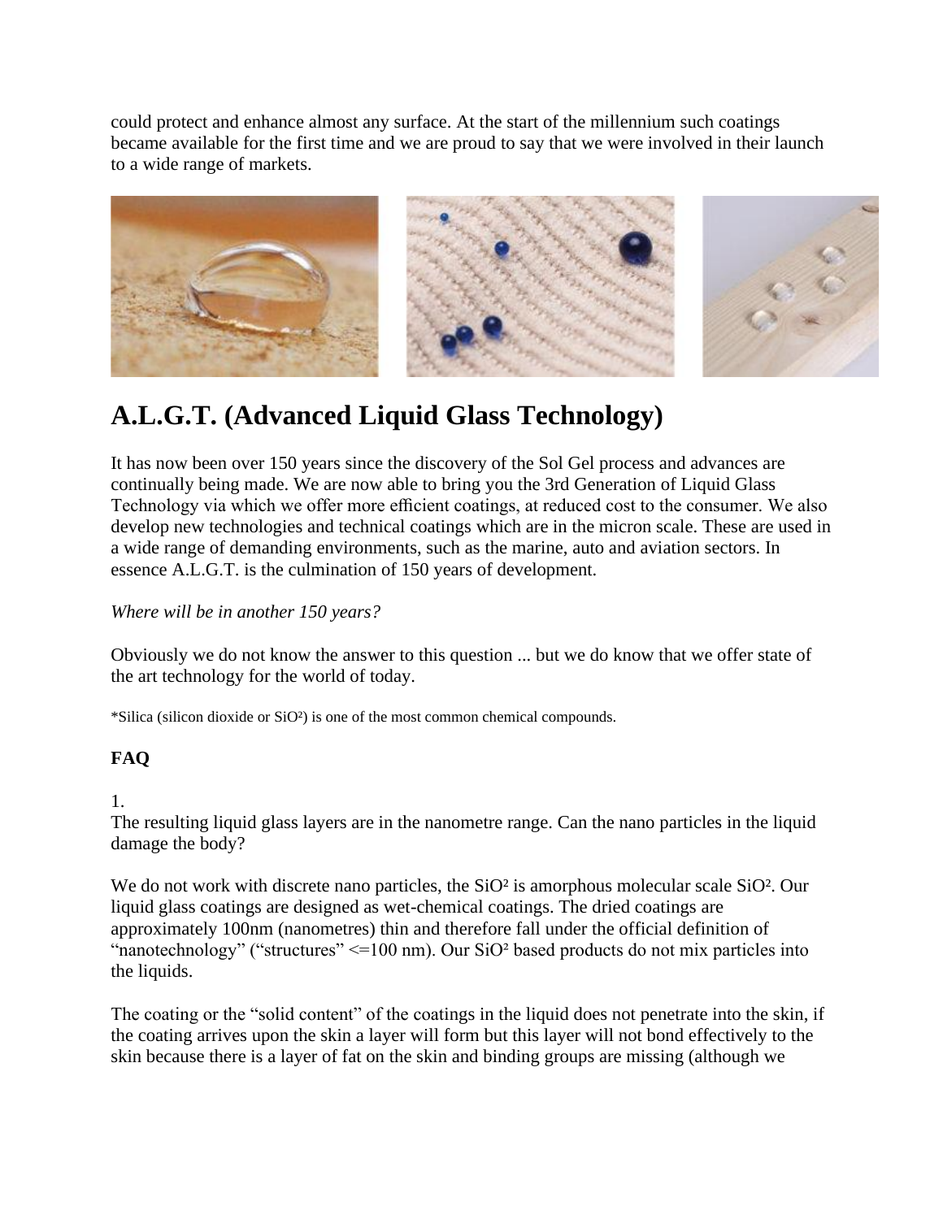could protect and enhance almost any surface. At the start of the millennium such coatings became available for the first time and we are proud to say that we were involved in their launch to a wide range of markets.

# A.L.G.T. (Advanced Liquid Glass Technology)

It has now been over 150 years since the discovery of the Sol Gel process and advances are continually being made. We are now able to bring you the 3rd Generation of Liquid Glass Technology via which we offer more efficient coatings, at reduced cost to the consumer. We also develop new technologies and technical coatings which are in the micron scale. These are used in a wide range of demanding environments, such as the marine, auto and aviation sectors. In essence A.L.G.T. is the culmination of 150 years of development.

*Where will be in another 150 years?*

Obviously we do not know the answer to this question ... but we do know that we offer state of the art technology for the world of today.

*Silica (silicon dioxide or $SiO^2$) is one of the most common chemical compounds.

**FAQ**

1.
The resulting liquid glass layers are in the nanometre range. Can the nano particles in the liquid damage the body?

We do not work with discrete nano particles, the $SiO^2$ is amorphous molecular scale $SiO^2$. Our liquid glass coatings are designed as wet-chemical coatings. The dried coatings are approximately 100nm (nanometres) thin and therefore fall under the official definition of "nanotechnology" ("structures" <=100 nm). Our $SiO^2$ based products do not mix particles into the liquids.

The coating or the "solid content" of the coatings in the liquid does not penetrate into the skin, if the coating arrives upon the skin a layer will form but this layer will not bond effectively to the skin because there is a layer of fat on the skin and binding groups are missing (although we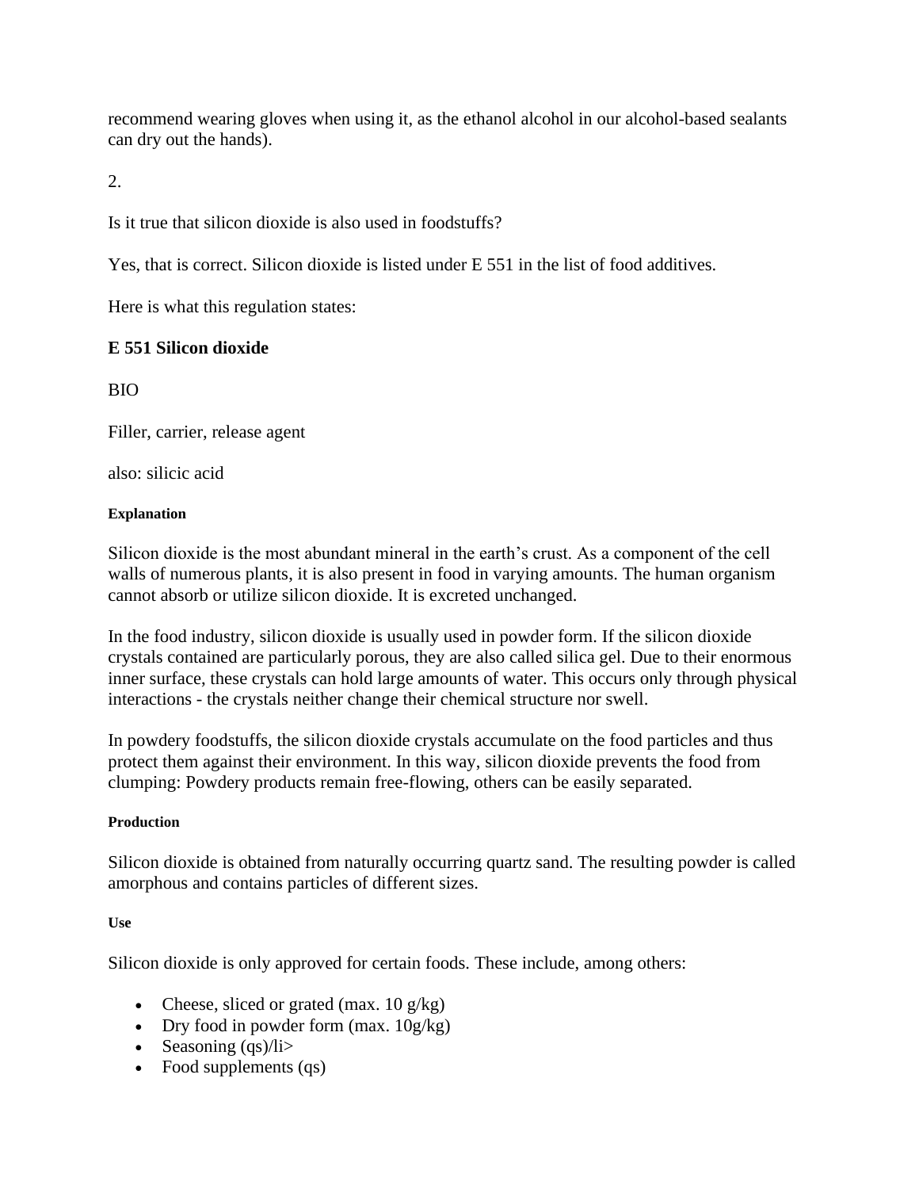recommend wearing gloves when using it, as the ethanol alcohol in our alcohol-based sealants can dry out the hands).

2.

Is it true that silicon dioxide is also used in foodstuffs?

Yes, that is correct. Silicon dioxide is listed under E 551 in the list of food additives.

Here is what this regulation states:

**E 551 Silicon dioxide**

BIO

Filler, carrier, release agent

also: silicic acid

##### Explanation

Silicon dioxide is the most abundant mineral in the earth's crust. As a component of the cell walls of numerous plants, it is also present in food in varying amounts. The human organism cannot absorb or utilize silicon dioxide. It is excreted unchanged.

In the food industry, silicon dioxide is usually used in powder form. If the silicon dioxide crystals contained are particularly porous, they are also called silica gel. Due to their enormous inner surface, these crystals can hold large amounts of water. This occurs only through physical interactions - the crystals neither change their chemical structure nor swell.

In powdery foodstuffs, the silicon dioxide crystals accumulate on the food particles and thus protect them against their environment. In this way, silicon dioxide prevents the food from clumping: Powdery products remain free-flowing, others can be easily separated.

##### Production

Silicon dioxide is obtained from naturally occurring quartz sand. The resulting powder is called amorphous and contains particles of different sizes.

##### Use

Silicon dioxide is only approved for certain foods. These include, among others:

- Cheese, sliced or grated (max. 10 g/kg)
- Dry food in powder form (max. 10g/kg)
- Seasoning (qs)/li>
- Food supplements (qs)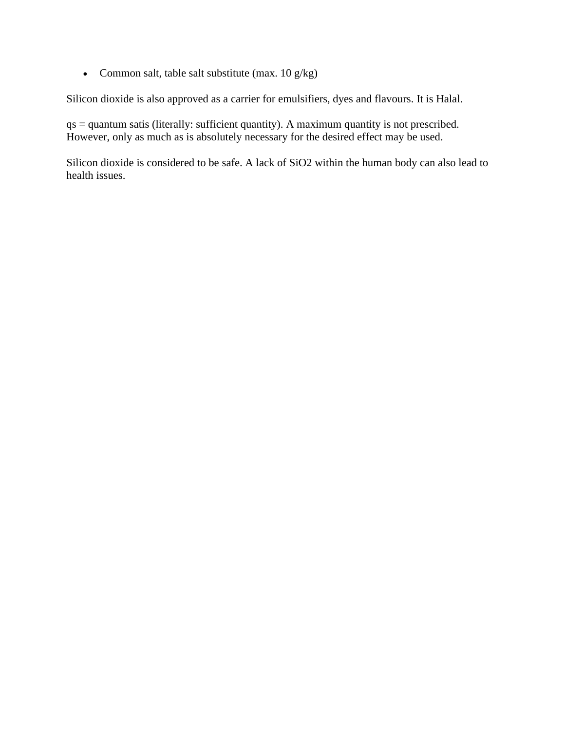- Common salt, table salt substitute (max. 10 g/kg)

Silicon dioxide is also approved as a carrier for emulsifiers, dyes and flavours. It is Halal.

qs = quantum satis (literally: sufficient quantity). A maximum quantity is not prescribed. However, only as much as is absolutely necessary for the desired effect may be used.

Silicon dioxide is considered to be safe. A lack of $SiO_2$ within the human body can also lead to health issues.